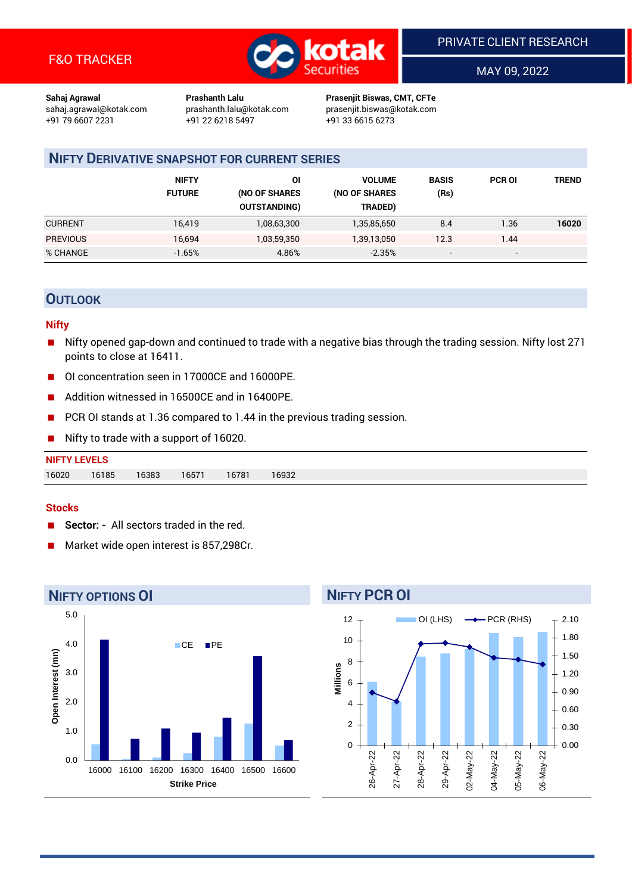F&O TRACKER

PRIVATE CLIENT RESEARCH

MAY 09, 2022

**Sahaj Agrawal**
sahaj.agrawal@kotak.com
+91 79 6607 2231

**Prashanth Lalu**
prashanth.lalu@kotak.com
+91 22 6218 5497

**Prasenjit Biswas, CMT, CFTe**
prasenjit.biswas@kotak.com
+91 33 6615 6273

## NIFTY DERIVATIVE SNAPSHOT FOR CURRENT SERIES

| | NIFTY FUTURE | OI (NO OF SHARES OUTSTANDING) | VOLUME (NO OF SHARES TRADED) | BASIS (Rs) | PCR OI | TREND |
|---|---|---|---|---|---|---|
| CURRENT | 16,419 | 1,08,63,300 | 1,35,85,650 | 8.4 | 1.36 | **16020** |
| PREVIOUS | 16,694 | 1,03,59,350 | 1,39,13,050 | 12.3 | 1.44 | |
| % CHANGE | -1.65% | 4.86% | -2.35% | - | - | |

## OUTLOOK

### Nifty

- Nifty opened gap-down and continued to trade with a negative bias through the trading session. Nifty lost 271 points to close at 16411.
- OI concentration seen in 17000CE and 16000PE.
- Addition witnessed in 16500CE and in 16400PE.
- PCR OI stands at 1.36 compared to 1.44 in the previous trading session.
- Nifty to trade with a support of 16020.

**NIFTY LEVELS**

| 16020 | 16185 | 16383 | 16571 | 16781 | 16932 |
|---|---|---|---|---|---|

### Stocks

- **Sector: -** All sectors traded in the red.
- Market wide open interest is 857,298Cr.

## NIFTY OPTIONS OI

| Strike Price | CE (mn) | PE (mn) |
|---|---|---|
| 16000 | ~0.55 | ~4.15 |
| 16100 | ~0.05 | ~0.72 |
| 16200 | ~0.1 | ~1.08 |
| 16300 | ~0.25 | ~0.95 |
| 16400 | ~0.8 | ~1.45 |
| 16500 | ~1.25 | ~3.55 |
| 16600 | ~0.5 | ~0.68 |

## NIFTY PCR OI

| Date | OI (LHS, Millions) | PCR (RHS) |
|---|---|---|
| 26-Apr-22 | ~6.1 | ~0.88 |
| 27-Apr-22 | ~4.2 | ~0.72 |
| 28-Apr-22 | ~8.5 | ~1.68 |
| 29-Apr-22 | ~8.8 | ~1.69 |
| 02-May-22 | ~9.2 | ~1.63 |
| 04-May-22 | ~10.8 | ~1.45 |
| 05-May-22 | ~10.4 | ~1.43 |
| 06-May-22 | ~10.8 | ~1.35 |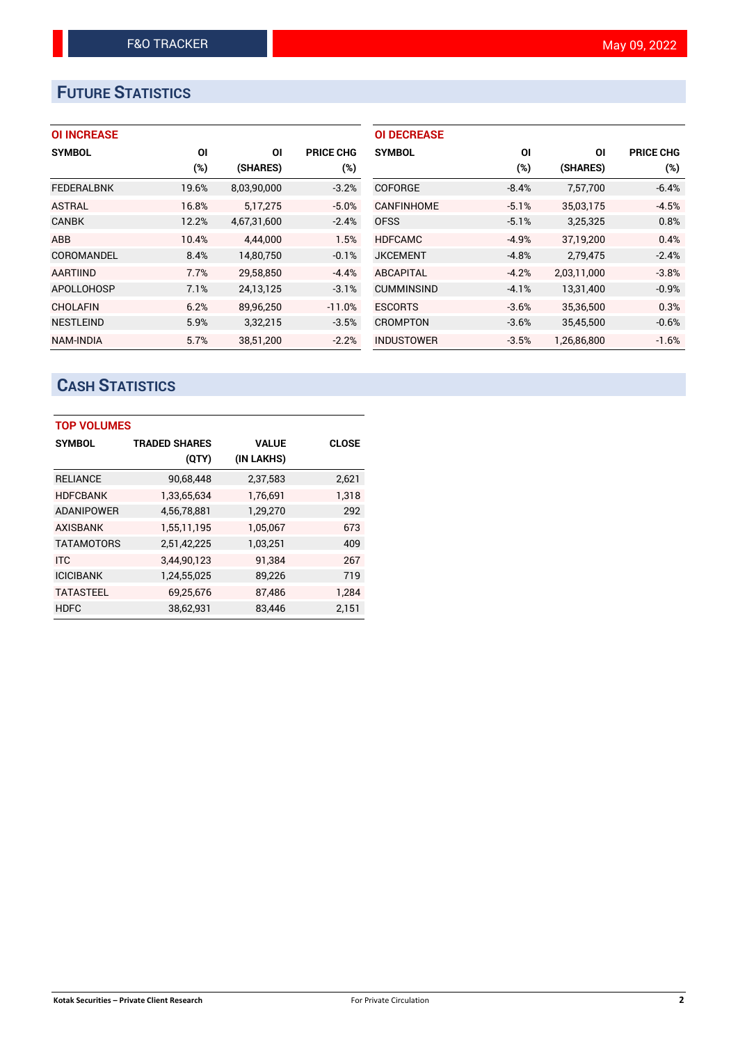## FUTURE STATISTICS

### OI INCREASE

| SYMBOL | OI (%) | OI (SHARES) | PRICE CHG (%) |
|---|---|---|---|
| FEDERALBNK | 19.6% | 8,03,90,000 | -3.2% |
| ASTRAL | 16.8% | 5,17,275 | -5.0% |
| CANBK | 12.2% | 4,67,31,600 | -2.4% |
| ABB | 10.4% | 4,44,000 | 1.5% |
| COROMANDEL | 8.4% | 14,80,750 | -0.1% |
| AARTIIND | 7.7% | 29,58,850 | -4.4% |
| APOLLOHOSP | 7.1% | 24,13,125 | -3.1% |
| CHOLAFIN | 6.2% | 89,96,250 | -11.0% |
| NESTLEIND | 5.9% | 3,32,215 | -3.5% |
| NAM-INDIA | 5.7% | 38,51,200 | -2.2% |

### OI DECREASE

| SYMBOL | OI (%) | OI (SHARES) | PRICE CHG (%) |
|---|---|---|---|
| COFORGE | -8.4% | 7,57,700 | -6.4% |
| CANFINHOME | -5.1% | 35,03,175 | -4.5% |
| OFSS | -5.1% | 3,25,325 | 0.8% |
| HDFCAMC | -4.9% | 37,19,200 | 0.4% |
| JKCEMENT | -4.8% | 2,79,475 | -2.4% |
| ABCAPITAL | -4.2% | 2,03,11,000 | -3.8% |
| CUMMINSIND | -4.1% | 13,31,400 | -0.9% |
| ESCORTS | -3.6% | 35,36,500 | 0.3% |
| CROMPTON | -3.6% | 35,45,500 | -0.6% |
| INDUSTOWER | -3.5% | 1,26,86,800 | -1.6% |

## CASH STATISTICS

### TOP VOLUMES

| SYMBOL | TRADED SHARES (QTY) | VALUE (IN LAKHS) | CLOSE |
|---|---|---|---|
| RELIANCE | 90,68,448 | 2,37,583 | 2,621 |
| HDFCBANK | 1,33,65,634 | 1,76,691 | 1,318 |
| ADANIPOWER | 4,56,78,881 | 1,29,270 | 292 |
| AXISBANK | 1,55,11,195 | 1,05,067 | 673 |
| TATAMOTORS | 2,51,42,225 | 1,03,251 | 409 |
| ITC | 3,44,90,123 | 91,384 | 267 |
| ICICIBANK | 1,24,55,025 | 89,226 | 719 |
| TATASTEEL | 69,25,676 | 87,486 | 1,284 |
| HDFC | 38,62,931 | 83,446 | 2,151 |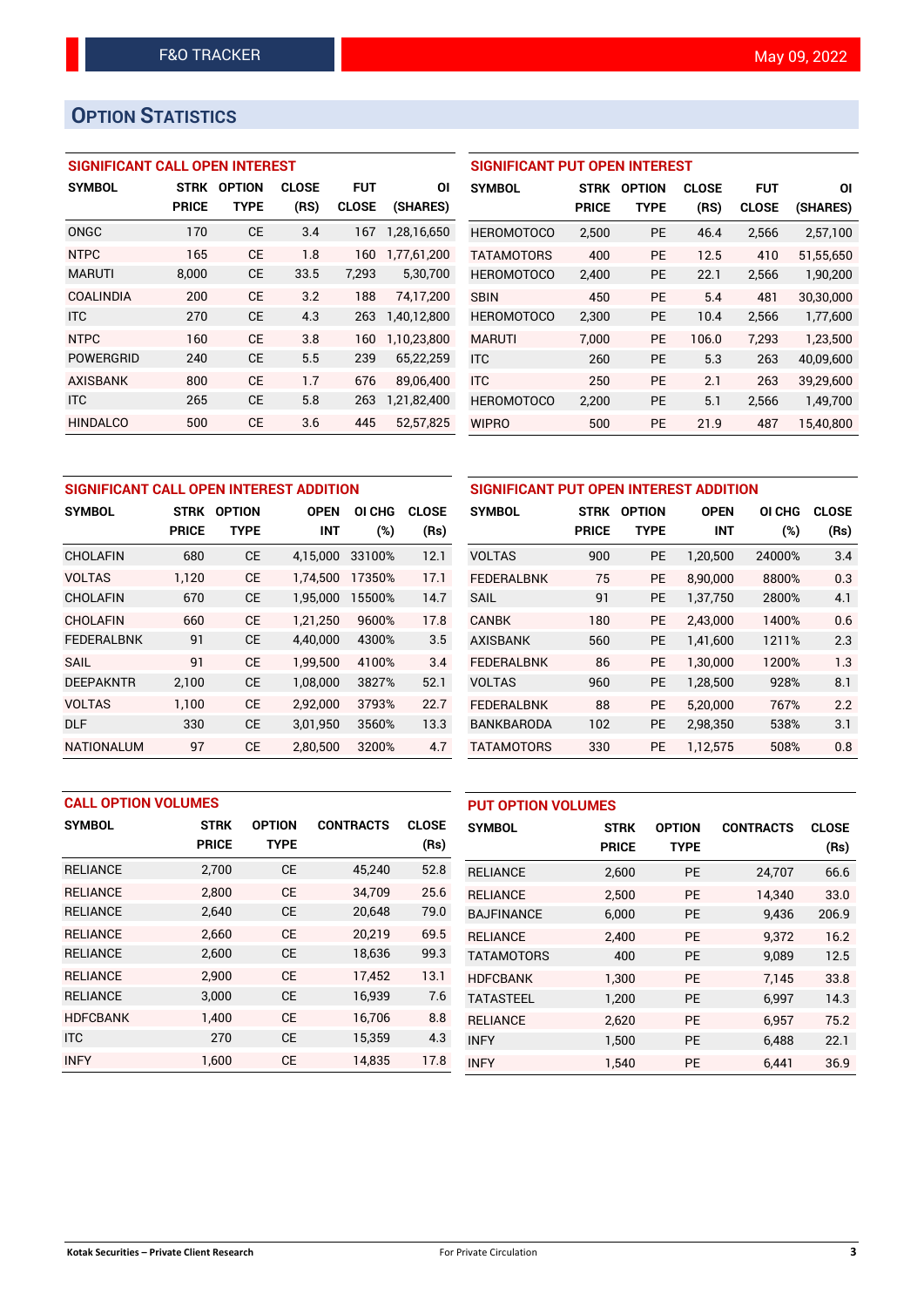## OPTION STATISTICS

### SIGNIFICANT CALL OPEN INTEREST

| SYMBOL | STRK PRICE | OPTION TYPE | CLOSE (RS) | FUT CLOSE | OI (SHARES) |
|---|---|---|---|---|---|
| ONGC | 170 | CE | 3.4 | 167 | 1,28,16,650 |
| NTPC | 165 | CE | 1.8 | 160 | 1,77,61,200 |
| MARUTI | 8,000 | CE | 33.5 | 7,293 | 5,30,700 |
| COALINDIA | 200 | CE | 3.2 | 188 | 74,17,200 |
| ITC | 270 | CE | 4.3 | 263 | 1,40,12,800 |
| NTPC | 160 | CE | 3.8 | 160 | 1,10,23,800 |
| POWERGRID | 240 | CE | 5.5 | 239 | 65,22,259 |
| AXISBANK | 800 | CE | 1.7 | 676 | 89,06,400 |
| ITC | 265 | CE | 5.8 | 263 | 1,21,82,400 |
| HINDALCO | 500 | CE | 3.6 | 445 | 52,57,825 |

### SIGNIFICANT PUT OPEN INTEREST

| SYMBOL | STRK PRICE | OPTION TYPE | CLOSE (RS) | FUT CLOSE | OI (SHARES) |
|---|---|---|---|---|---|
| HEROMOTOCO | 2,500 | PE | 46.4 | 2,566 | 2,57,100 |
| TATAMOTORS | 400 | PE | 12.5 | 410 | 51,55,650 |
| HEROMOTOCO | 2,400 | PE | 22.1 | 2,566 | 1,90,200 |
| SBIN | 450 | PE | 5.4 | 481 | 30,30,000 |
| HEROMOTOCO | 2,300 | PE | 10.4 | 2,566 | 1,77,600 |
| MARUTI | 7,000 | PE | 106.0 | 7,293 | 1,23,500 |
| ITC | 260 | PE | 5.3 | 263 | 40,09,600 |
| ITC | 250 | PE | 2.1 | 263 | 39,29,600 |
| HEROMOTOCO | 2,200 | PE | 5.1 | 2,566 | 1,49,700 |
| WIPRO | 500 | PE | 21.9 | 487 | 15,40,800 |

### SIGNIFICANT CALL OPEN INTEREST ADDITION

| SYMBOL | STRK PRICE | OPTION TYPE | OPEN INT | OI CHG (%) | CLOSE (Rs) |
|---|---|---|---|---|---|
| CHOLAFIN | 680 | CE | 4,15,000 | 33100% | 12.1 |
| VOLTAS | 1,120 | CE | 1,74,500 | 17350% | 17.1 |
| CHOLAFIN | 670 | CE | 1,95,000 | 15500% | 14.7 |
| CHOLAFIN | 660 | CE | 1,21,250 | 9600% | 17.8 |
| FEDERALBNK | 91 | CE | 4,40,000 | 4300% | 3.5 |
| SAIL | 91 | CE | 1,99,500 | 4100% | 3.4 |
| DEEPAKNTR | 2,100 | CE | 1,08,000 | 3827% | 52.1 |
| VOLTAS | 1,100 | CE | 2,92,000 | 3793% | 22.7 |
| DLF | 330 | CE | 3,01,950 | 3560% | 13.3 |
| NATIONALUM | 97 | CE | 2,80,500 | 3200% | 4.7 |

### SIGNIFICANT PUT OPEN INTEREST ADDITION

| SYMBOL | STRK PRICE | OPTION TYPE | OPEN INT | OI CHG (%) | CLOSE (Rs) |
|---|---|---|---|---|---|
| VOLTAS | 900 | PE | 1,20,500 | 24000% | 3.4 |
| FEDERALBNK | 75 | PE | 8,90,000 | 8800% | 0.3 |
| SAIL | 91 | PE | 1,37,750 | 2800% | 4.1 |
| CANBK | 180 | PE | 2,43,000 | 1400% | 0.6 |
| AXISBANK | 560 | PE | 1,41,600 | 1211% | 2.3 |
| FEDERALBNK | 86 | PE | 1,30,000 | 1200% | 1.3 |
| VOLTAS | 960 | PE | 1,28,500 | 928% | 8.1 |
| FEDERALBNK | 88 | PE | 5,20,000 | 767% | 2.2 |
| BANKBARODA | 102 | PE | 2,98,350 | 538% | 3.1 |
| TATAMOTORS | 330 | PE | 1,12,575 | 508% | 0.8 |

### CALL OPTION VOLUMES

| SYMBOL | STRK PRICE | OPTION TYPE | CONTRACTS | CLOSE (Rs) |
|---|---|---|---|---|
| RELIANCE | 2,700 | CE | 45,240 | 52.8 |
| RELIANCE | 2,800 | CE | 34,709 | 25.6 |
| RELIANCE | 2,640 | CE | 20,648 | 79.0 |
| RELIANCE | 2,660 | CE | 20,219 | 69.5 |
| RELIANCE | 2,600 | CE | 18,636 | 99.3 |
| RELIANCE | 2,900 | CE | 17,452 | 13.1 |
| RELIANCE | 3,000 | CE | 16,939 | 7.6 |
| HDFCBANK | 1,400 | CE | 16,706 | 8.8 |
| ITC | 270 | CE | 15,359 | 4.3 |
| INFY | 1,600 | CE | 14,835 | 17.8 |

### PUT OPTION VOLUMES

| SYMBOL | STRK PRICE | OPTION TYPE | CONTRACTS | CLOSE (Rs) |
|---|---|---|---|---|
| RELIANCE | 2,600 | PE | 24,707 | 66.6 |
| RELIANCE | 2,500 | PE | 14,340 | 33.0 |
| BAJFINANCE | 6,000 | PE | 9,436 | 206.9 |
| RELIANCE | 2,400 | PE | 9,372 | 16.2 |
| TATAMOTORS | 400 | PE | 9,089 | 12.5 |
| HDFCBANK | 1,300 | PE | 7,145 | 33.8 |
| TATASTEEL | 1,200 | PE | 6,997 | 14.3 |
| RELIANCE | 2,620 | PE | 6,957 | 75.2 |
| INFY | 1,500 | PE | 6,488 | 22.1 |
| INFY | 1,540 | PE | 6,441 | 36.9 |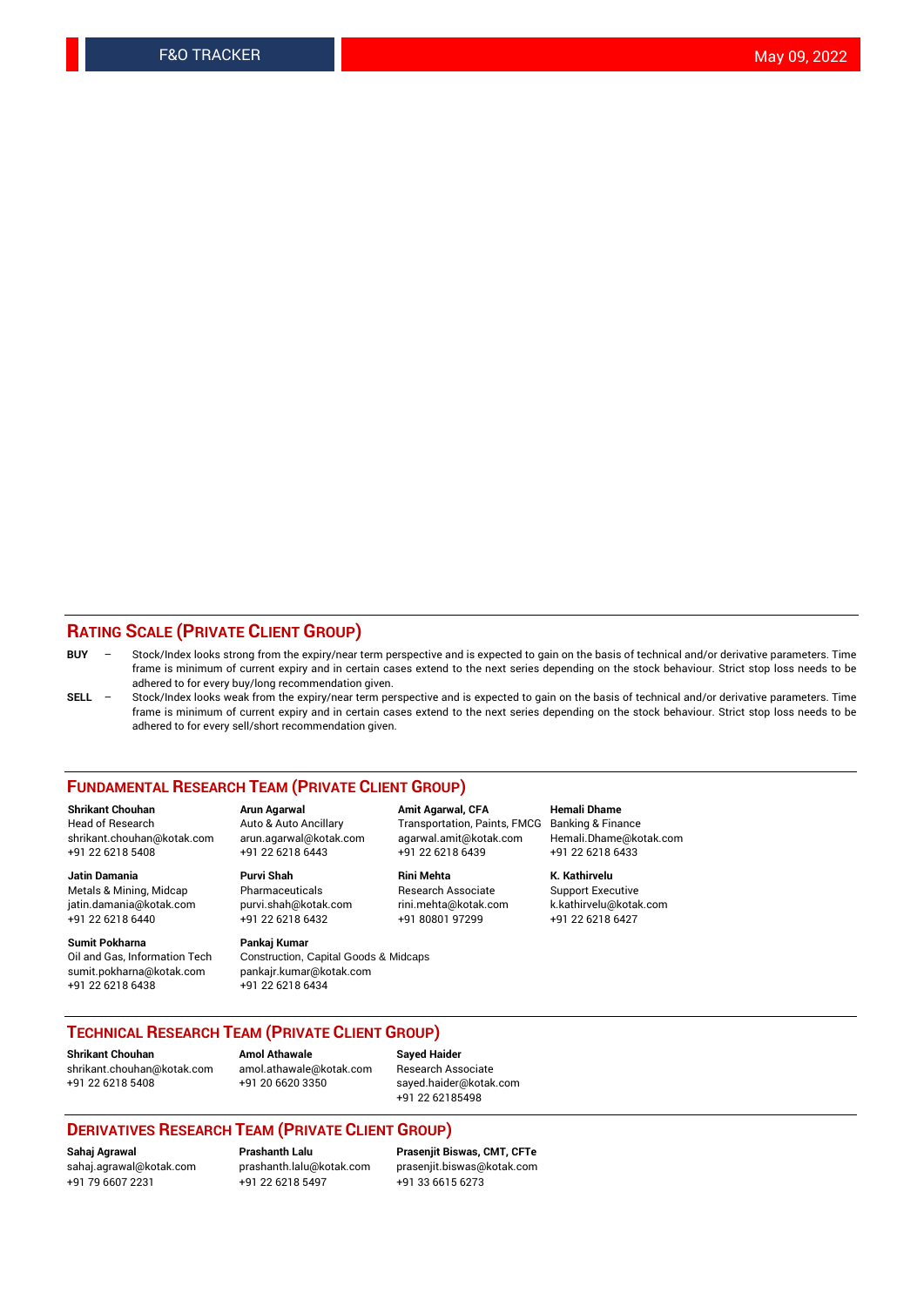## RATING SCALE (PRIVATE CLIENT GROUP)

**BUY** – Stock/Index looks strong from the expiry/near term perspective and is expected to gain on the basis of technical and/or derivative parameters. Time frame is minimum of current expiry and in certain cases extend to the next series depending on the stock behaviour. Strict stop loss needs to be adhered to for every buy/long recommendation given.

**SELL** – Stock/Index looks weak from the expiry/near term perspective and is expected to gain on the basis of technical and/or derivative parameters. Time frame is minimum of current expiry and in certain cases extend to the next series depending on the stock behaviour. Strict stop loss needs to be adhered to for every sell/short recommendation given.

## FUNDAMENTAL RESEARCH TEAM (PRIVATE CLIENT GROUP)

**Shrikant Chouhan**
Head of Research
shrikant.chouhan@kotak.com
+91 22 6218 5408

**Arun Agarwal**
Auto & Auto Ancillary
arun.agarwal@kotak.com
+91 22 6218 6443

**Amit Agarwal, CFA**
Transportation, Paints, FMCG
agarwal.amit@kotak.com
+91 22 6218 6439

**Hemali Dhame**
Banking & Finance
Hemali.Dhame@kotak.com
+91 22 6218 6433

**Jatin Damania**
Metals & Mining, Midcap
jatin.damania@kotak.com
+91 22 6218 6440

**Purvi Shah**
Pharmaceuticals
purvi.shah@kotak.com
+91 22 6218 6432

**Rini Mehta**
Research Associate
rini.mehta@kotak.com
+91 80801 97299

**K. Kathirvelu**
Support Executive
k.kathirvelu@kotak.com
+91 22 6218 6427

**Sumit Pokharna**
Oil and Gas, Information Tech
sumit.pokharna@kotak.com
+91 22 6218 6438

**Pankaj Kumar**
Construction, Capital Goods & Midcaps
pankajr.kumar@kotak.com
+91 22 6218 6434

## TECHNICAL RESEARCH TEAM (PRIVATE CLIENT GROUP)

**Shrikant Chouhan**
shrikant.chouhan@kotak.com
+91 22 6218 5408

**Amol Athawale**
amol.athawale@kotak.com
+91 20 6620 3350

**Sayed Haider**
Research Associate
sayed.haider@kotak.com
+91 22 62185498

## DERIVATIVES RESEARCH TEAM (PRIVATE CLIENT GROUP)

**Sahaj Agrawal**
sahaj.agrawal@kotak.com
+91 79 6607 2231

**Prashanth Lalu**
prashanth.lalu@kotak.com
+91 22 6218 5497

**Prasenjit Biswas, CMT, CFTe**
prasenjit.biswas@kotak.com
+91 33 6615 6273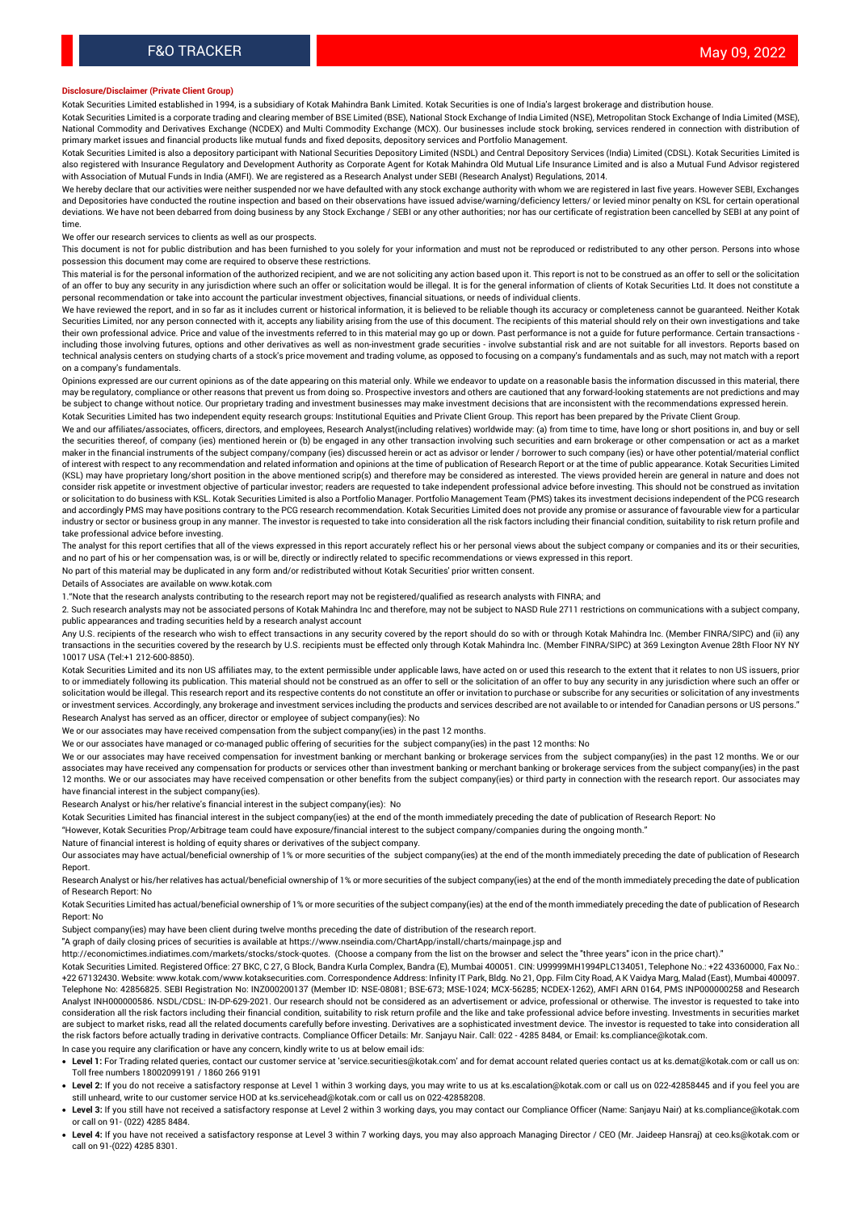**Disclosure/Disclaimer (Private Client Group)**

Kotak Securities Limited established in 1994, is a subsidiary of Kotak Mahindra Bank Limited. Kotak Securities is one of India's largest brokerage and distribution house.

Kotak Securities Limited is a corporate trading and clearing member of BSE Limited (BSE), National Stock Exchange of India Limited (NSE), Metropolitan Stock Exchange of India Limited (MSE), National Commodity and Derivatives Exchange (NCDEX) and Multi Commodity Exchange (MCX). Our businesses include stock broking, services rendered in connection with distribution of primary market issues and financial products like mutual funds and fixed deposits, depository services and Portfolio Management.

Kotak Securities Limited is also a depository participant with National Securities Depository Limited (NSDL) and Central Depository Services (India) Limited (CDSL). Kotak Securities Limited is also registered with Insurance Regulatory and Development Authority as Corporate Agent for Kotak Mahindra Old Mutual Life Insurance Limited and is also a Mutual Fund Advisor registered with Association of Mutual Funds in India (AMFI). We are registered as a Research Analyst under SEBI (Research Analyst) Regulations, 2014.

We hereby declare that our activities were neither suspended nor we have defaulted with any stock exchange authority with whom we are registered in last five years. However SEBI, Exchanges and Depositories have conducted the routine inspection and based on their observations have issued advise/warning/deficiency letters/ or levied minor penalty on KSL for certain operational deviations. We have not been debarred from doing business by any Stock Exchange / SEBI or any other authorities; nor has our certificate of registration been cancelled by SEBI at any point of time.

We offer our research services to clients as well as our prospects.

This document is not for public distribution and has been furnished to you solely for your information and must not be reproduced or redistributed to any other person. Persons into whose possession this document may come are required to observe these restrictions.

This material is for the personal information of the authorized recipient, and we are not soliciting any action based upon it. This report is not to be construed as an offer to sell or the solicitation of an offer to buy any security in any jurisdiction where such an offer or solicitation would be illegal. It is for the general information of clients of Kotak Securities Ltd. It does not constitute a personal recommendation or take into account the particular investment objectives, financial situations, or needs of individual clients.

We have reviewed the report, and in so far as it includes current or historical information, it is believed to be reliable though its accuracy or completeness cannot be guaranteed. Neither Kotak Securities Limited, nor any person connected with it, accepts any liability arising from the use of this document. The recipients of this material should rely on their own investigations and take their own professional advice. Price and value of the investments referred to in this material may go up or down. Past performance is not a guide for future performance. Certain transactions - including those involving futures, options and other derivatives as well as non-investment grade securities - involve substantial risk and are not suitable for all investors. Reports based on technical analysis centers on studying charts of a stock's price movement and trading volume, as opposed to focusing on a company's fundamentals and as such, may not match with a report on a company's fundamentals.

Opinions expressed are our current opinions as of the date appearing on this material only. While we endeavor to update on a reasonable basis the information discussed in this material, there may be regulatory, compliance or other reasons that prevent us from doing so. Prospective investors and others are cautioned that any forward-looking statements are not predictions and may be subject to change without notice. Our proprietary trading and investment businesses may make investment decisions that are inconsistent with the recommendations expressed herein.

Kotak Securities Limited has two independent equity research groups: Institutional Equities and Private Client Group. This report has been prepared by the Private Client Group.

We and our affiliates/associates, officers, directors, and employees, Research Analyst(including relatives) worldwide may: (a) from time to time, have long or short positions in, and buy or sell the securities thereof, of company (ies) mentioned herein or (b) be engaged in any other transaction involving such securities and earn brokerage or other compensation or act as a market maker in the financial instruments of the subject company/company (ies) discussed herein or act as advisor or lender / borrower to such company (ies) or have other potential/material conflict of interest with respect to any recommendation and related information and opinions at the time of publication of Research Report or at the time of public appearance. Kotak Securities Limited (KSL) may have proprietary long/short position in the above mentioned scrip(s) and therefore may be considered as interested. The views provided herein are general in nature and does not consider risk appetite or investment objective of particular investor; readers are requested to take independent professional advice before investing. This should not be construed as invitation or solicitation to do business with KSL. Kotak Securities Limited is also a Portfolio Manager. Portfolio Management Team (PMS) takes its investment decisions independent of the PCG research and accordingly PMS may have positions contrary to the PCG research recommendation. Kotak Securities Limited does not provide any promise or assurance of favourable view for a particular industry or sector or business group in any manner. The investor is requested to take into consideration all the risk factors including their financial condition, suitability to risk return profile and take professional advice before investing.

The analyst for this report certifies that all of the views expressed in this report accurately reflect his or her personal views about the subject company or companies and its or their securities, and no part of his or her compensation was, is or will be, directly or indirectly related to specific recommendations or views expressed in this report.

No part of this material may be duplicated in any form and/or redistributed without Kotak Securities' prior written consent.

Details of Associates are available on www.kotak.com

1."Note that the research analysts contributing to the research report may not be registered/qualified as research analysts with FINRA; and

2. Such research analysts may not be associated persons of Kotak Mahindra Inc and therefore, may not be subject to NASD Rule 2711 restrictions on communications with a subject company, public appearances and trading securities held by a research analyst account

Any U.S. recipients of the research who wish to effect transactions in any security covered by the report should do so with or through Kotak Mahindra Inc. (Member FINRA/SIPC) and (ii) any transactions in the securities covered by the research by U.S. recipients must be effected only through Kotak Mahindra Inc. (Member FINRA/SIPC) at 369 Lexington Avenue 28th Floor NY NY 10017 USA (Tel:+1 212-600-8850).

Kotak Securities Limited and its non US affiliates may, to the extent permissible under applicable laws, have acted on or used this research to the extent that it relates to non US issuers, prior to or immediately following its publication. This material should not be construed as an offer to sell or the solicitation of an offer to buy any security in any jurisdiction where such an offer or solicitation would be illegal. This research report and its respective contents do not constitute an offer or invitation to purchase or subscribe for any securities or solicitation of any investments or investment services. Accordingly, any brokerage and investment services including the products and services described are not available to or intended for Canadian persons or US persons."

Research Analyst has served as an officer, director or employee of subject company(ies): No

We or our associates may have received compensation from the subject company(ies) in the past 12 months.

We or our associates have managed or co-managed public offering of securities for the subject company(ies) in the past 12 months: No

We or our associates may have received compensation for investment banking or merchant banking or brokerage services from the subject company(ies) in the past 12 months. We or our associates may have received any compensation for products or services other than investment banking or merchant banking or brokerage services from the subject company(ies) in the past 12 months. We or our associates may have received compensation or other benefits from the subject company(ies) or third party in connection with the research report. Our associates may have financial interest in the subject company(ies).

Research Analyst or his/her relative's financial interest in the subject company(ies): No

Kotak Securities Limited has financial interest in the subject company(ies) at the end of the month immediately preceding the date of publication of Research Report: No

"However, Kotak Securities Prop/Arbitrage team could have exposure/financial interest to the subject company/companies during the ongoing month."

Nature of financial interest is holding of equity shares or derivatives of the subject company.

Our associates may have actual/beneficial ownership of 1% or more securities of the subject company(ies) at the end of the month immediately preceding the date of publication of Research Report.

Research Analyst or his/her relatives has actual/beneficial ownership of 1% or more securities of the subject company(ies) at the end of the month immediately preceding the date of publication of Research Report: No

Kotak Securities Limited has actual/beneficial ownership of 1% or more securities of the subject company(ies) at the end of the month immediately preceding the date of publication of Research Report: No

Subject company(ies) may have been client during twelve months preceding the date of distribution of the research report.

"A graph of daily closing prices of securities is available at https://www.nseindia.com/ChartApp/install/charts/mainpage.jsp and

http://economictimes.indiatimes.com/markets/stocks/stock-quotes. (Choose a company from the list on the browser and select the "three years" icon in the price chart)."

Kotak Securities Limited. Registered Office: 27 BKC, C 27, G Block, Bandra Kurla Complex, Bandra (E), Mumbai 400051. CIN: U99999MH1994PLC134051, Telephone No.: +22 43360000, Fax No.: +22 67132430. Website: www.kotak.com/www.kotaksecurities.com. Correspondence Address: Infinity IT Park, Bldg. No 21, Opp. Film City Road, A K Vaidya Marg, Malad (East), Mumbai 400097. Telephone No: 42856825. SEBI Registration No: INZ000200137 (Member ID: NSE-08081; BSE-673; MSE-1024; MCX-56285; NCDEX-1262), AMFI ARN 0164, PMS INP000000258 and Research Analyst INH000000586. NSDL/CDSL: IN-DP-629-2021. Our research should not be considered as an advertisement or advice, professional or otherwise. The investor is requested to take into consideration all the risk factors including their financial condition, suitability to risk return profile and the like and take professional advice before investing. Investments in securities market are subject to market risks, read all the related documents carefully before investing. Derivatives are a sophisticated investment device. The investor is requested to take into consideration all the risk factors before actually trading in derivative contracts. Compliance Officer Details: Mr. Sanjayu Nair. Call: 022 - 4285 8484, or Email: ks.compliance@kotak.com.

In case you require any clarification or have any concern, kindly write to us at below email ids:

- **Level 1:** For Trading related queries, contact our customer service at 'service.securities@kotak.com' and for demat account related queries contact us at ks.demat@kotak.com or call us on: Toll free numbers 18002099191 / 1860 266 9191
- **Level 2:** If you do not receive a satisfactory response at Level 1 within 3 working days, you may write to us at ks.escalation@kotak.com or call us on 022-42858445 and if you feel you are still unheard, write to our customer service HOD at ks.servicehead@kotak.com or call us on 022-42858208.
- **Level 3:** If you still have not received a satisfactory response at Level 2 within 3 working days, you may contact our Compliance Officer (Name: Sanjayu Nair) at ks.compliance@kotak.com or call on 91- (022) 4285 8484.
- **Level 4:** If you have not received a satisfactory response at Level 3 within 7 working days, you may also approach Managing Director / CEO (Mr. Jaideep Hansraj) at ceo.ks@kotak.com or call on 91-(022) 4285 8301.